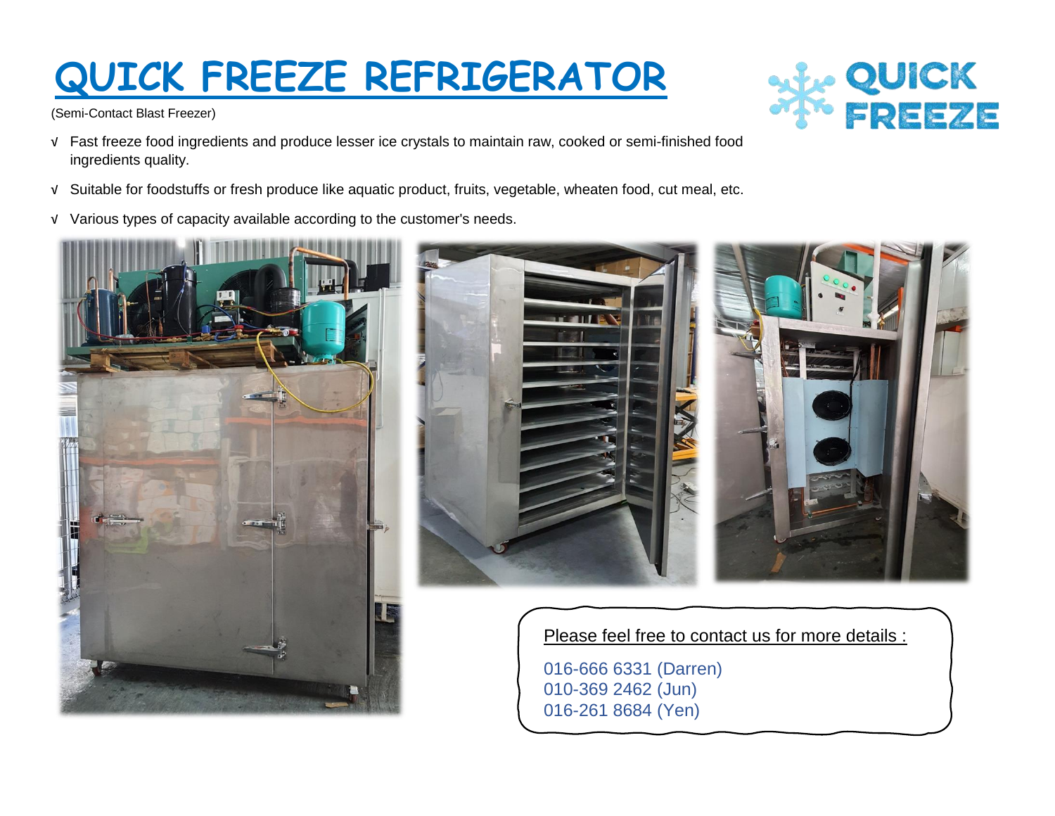# QUICK FREEZE REFRIGERATOR

(Semi-Contact Blast Freezer)

- √ Fast freeze food ingredients and produce lesser ice crystals to maintain raw, cooked or semi-finished food ingredients quality.
- √ Suitable for foodstuffs or fresh produce like aquatic product, fruits, vegetable, wheaten food, cut meal, etc.
- √ Various types of capacity available according to the customer's needs.

Please feel free to contact us for more details :

016-666 6331 (Darren)
010-369 2462 (Jun)
016-261 8684 (Yen)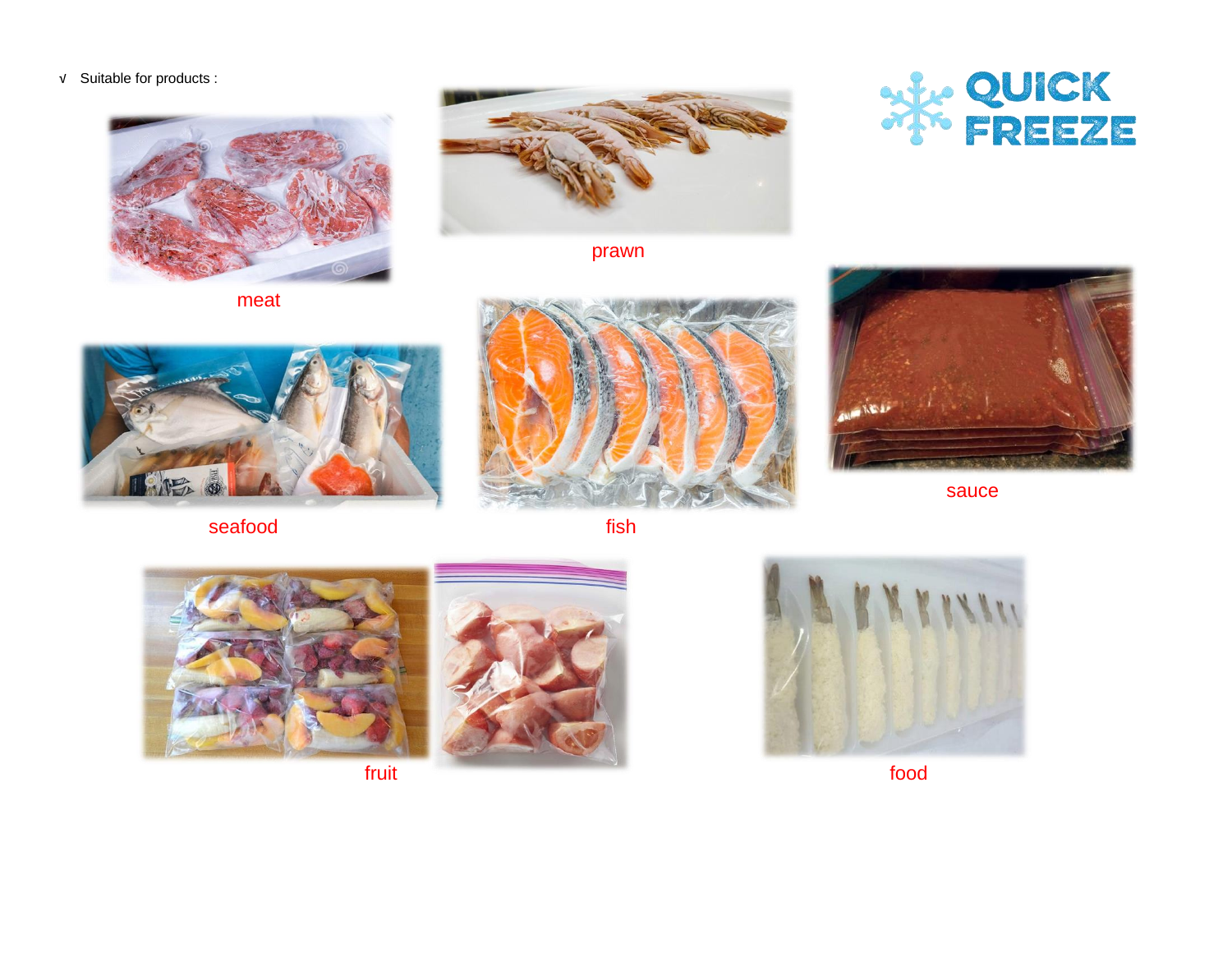√ Suitable for products :

QUICK FREEZE

meat

prawn

seafood

fish

sauce

fruit

food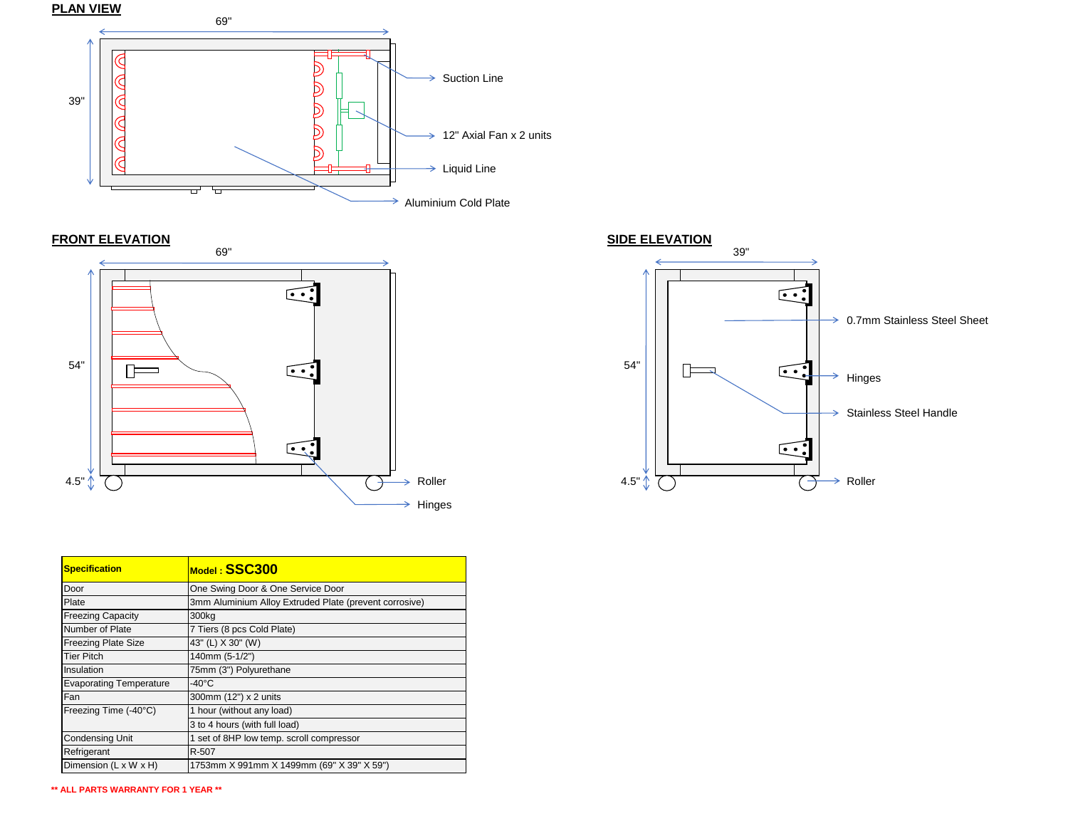## PLAN VIEW

69"

39"

Suction Line

12" Axial Fan x 2 units

Liquid Line

Aluminium Cold Plate

## FRONT ELEVATION

69"

54"

4.5"

Roller

Hinges

## SIDE ELEVATION

39"

54"

4.5"

0.7mm Stainless Steel Sheet

Hinges

Stainless Steel Handle

Roller

| Specification | Model : **SSC300** |
|---|---|
| Door | One Swing Door & One Service Door |
| Plate | 3mm Aluminium Alloy Extruded Plate (prevent corrosive) |
| Freezing Capacity | 300kg |
| Number of Plate | 7 Tiers (8 pcs Cold Plate) |
| Freezing Plate Size | 43" (L) X 30" (W) |
| Tier Pitch | 140mm (5-1/2") |
| Insulation | 75mm (3") Polyurethane |
| Evaporating Temperature | -40°C |
| Fan | 300mm (12") x 2 units |
| Freezing Time (-40°C) | 1 hour (without any load) |
| | 3 to 4 hours (with full load) |
| Condensing Unit | 1 set of 8HP low temp. scroll compressor |
| Refrigerant | R-507 |
| Dimension (L x W x H) | 1753mm X 991mm X 1499mm (69" X 39" X 59") |

**\*\* ALL PARTS WARRANTY FOR 1 YEAR \*\***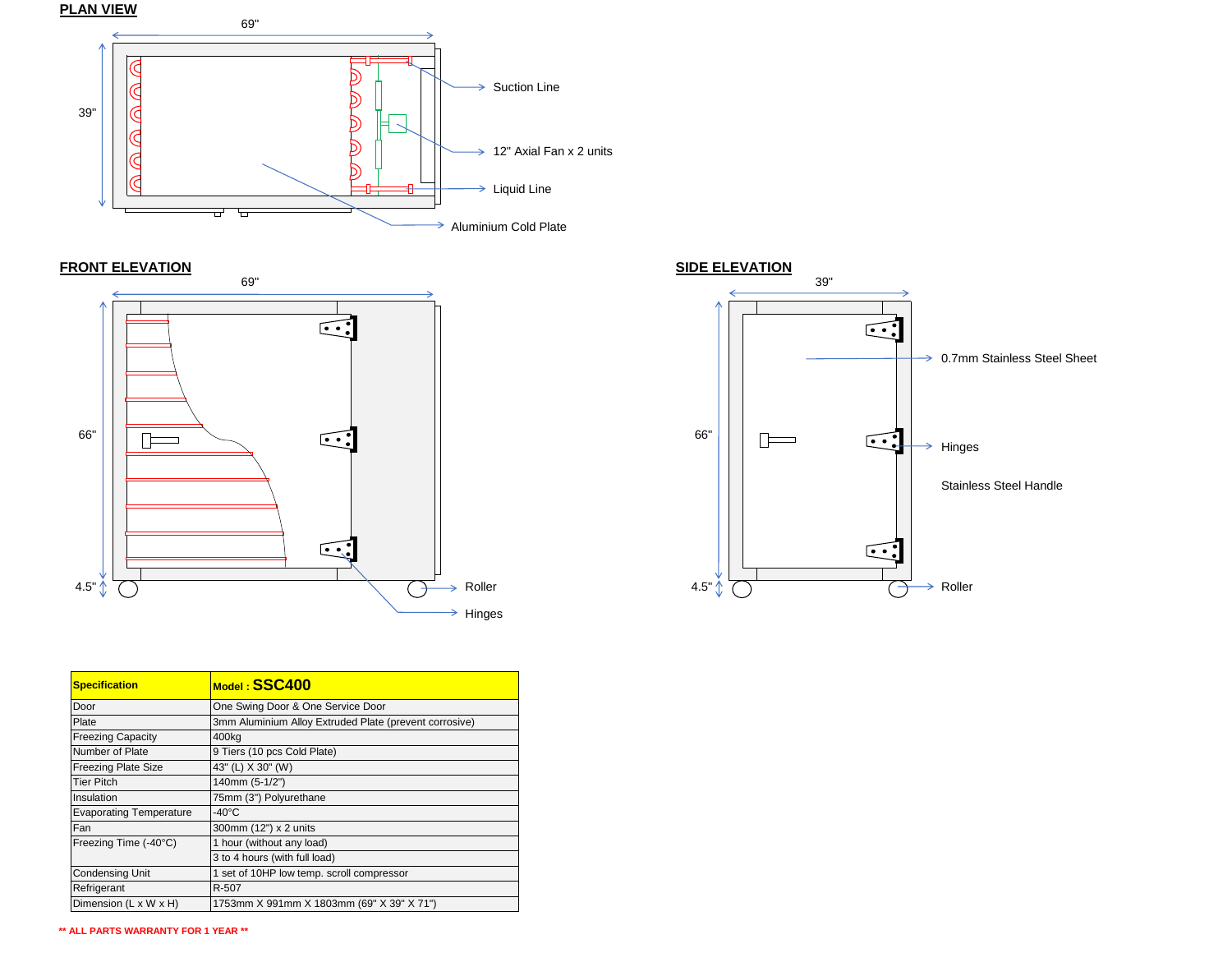**PLAN VIEW**

69"

39"

Suction Line

12" Axial Fan x 2 units

Liquid Line

Aluminium Cold Plate

**FRONT ELEVATION**

69"

66"

4.5"

Roller

Hinges

**SIDE ELEVATION**

39"

66"

4.5"

0.7mm Stainless Steel Sheet

Hinges

Stainless Steel Handle

Roller

| Specification | Model : **SSC400** |
|---|---|
| Door | One Swing Door & One Service Door |
| Plate | 3mm Aluminium Alloy Extruded Plate (prevent corrosive) |
| Freezing Capacity | 400kg |
| Number of Plate | 9 Tiers (10 pcs Cold Plate) |
| Freezing Plate Size | 43" (L) X 30" (W) |
| Tier Pitch | 140mm (5-1/2") |
| Insulation | 75mm (3") Polyurethane |
| Evaporating Temperature | -40°C |
| Fan | 300mm (12") x 2 units |
| Freezing Time (-40°C) | 1 hour (without any load) |
| | 3 to 4 hours (with full load) |
| Condensing Unit | 1 set of 10HP low temp. scroll compressor |
| Refrigerant | R-507 |
| Dimension (L x W x H) | 1753mm X 991mm X 1803mm (69" X 39" X 71") |

**** ALL PARTS WARRANTY FOR 1 YEAR ****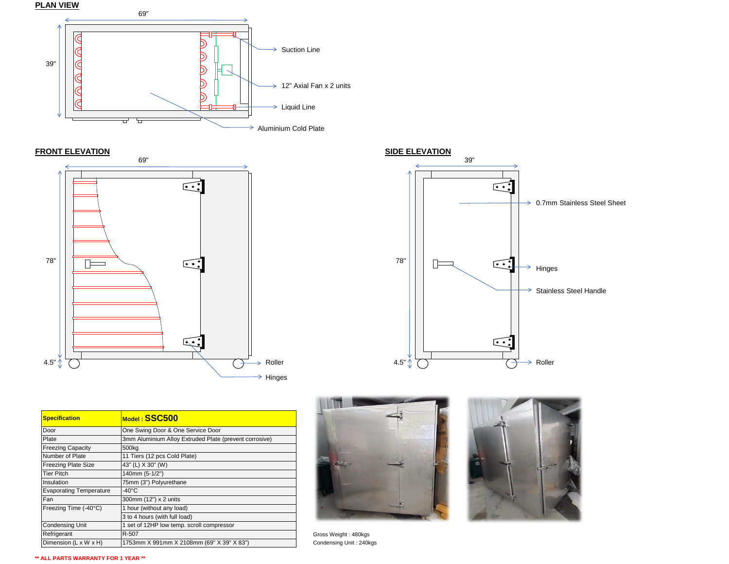## PLAN VIEW

69"

39"

Suction Line

12" Axial Fan x 2 units

Liquid Line

Aluminium Cold Plate

## FRONT ELEVATION

69"

78"

4.5"

Roller

Hinges

## SIDE ELEVATION

39"

78"

4.5"

0.7mm Stainless Steel Sheet

Hinges

Stainless Steel Handle

Roller

| Specification | Model : **SSC500** |
|---|---|
| Door | One Swing Door & One Service Door |
| Plate | 3mm Aluminium Alloy Extruded Plate (prevent corrosive) |
| Freezing Capacity | 500kg |
| Number of Plate | 11 Tiers (12 pcs Cold Plate) |
| Freezing Plate Size | 43" (L) X 30" (W) |
| Tier Pitch | 140mm (5-1/2") |
| Insulation | 75mm (3") Polyurethane |
| Evaporating Temperature | -40°C |
| Fan | 300mm (12") x 2 units |
| Freezing Time (-40°C) | 1 hour (without any load) |
| | 3 to 4 hours (with full load) |
| Condensing Unit | 1 set of 12HP low temp. scroll compressor |
| Refrigerant | R-507 |
| Dimension (L x W x H) | 1753mm X 991mm X 2108mm (69" X 39" X 83") |

Gross Weight : 480kgs
Condensing Unit : 240kgs

**\*\* ALL PARTS WARRANTY FOR 1 YEAR \*\***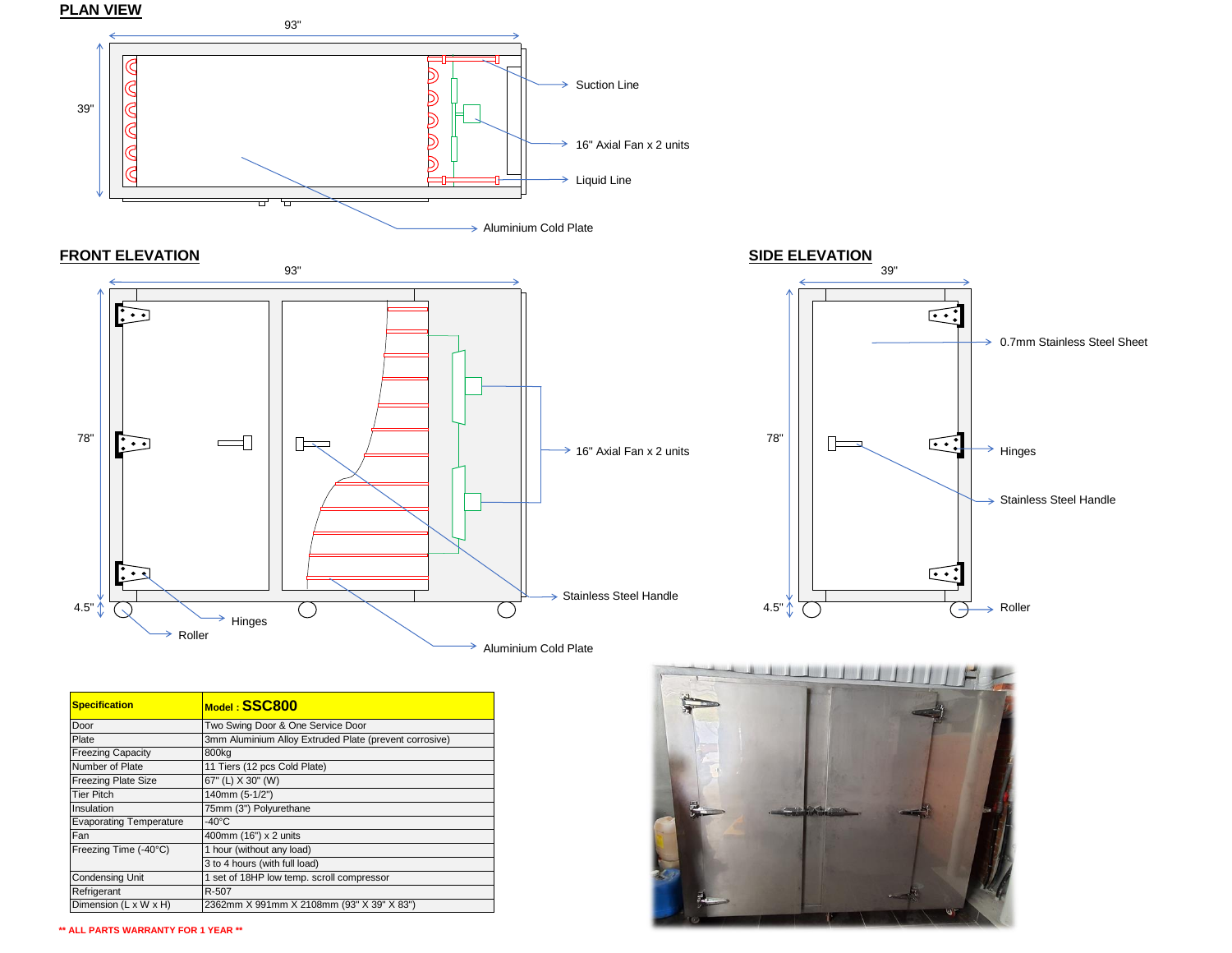## PLAN VIEW

93"

39"

Suction Line

16" Axial Fan x 2 units

Liquid Line

Aluminium Cold Plate

## FRONT ELEVATION

93"

78"

4.5"

16" Axial Fan x 2 units

Stainless Steel Handle

Hinges

Roller

Aluminium Cold Plate

## SIDE ELEVATION

39"

78"

4.5"

0.7mm Stainless Steel Sheet

Hinges

Stainless Steel Handle

Roller

| Specification | Model : **SSC800** |
|---|---|
| Door | Two Swing Door & One Service Door |
| Plate | 3mm Aluminium Alloy Extruded Plate (prevent corrosive) |
| Freezing Capacity | 800kg |
| Number of Plate | 11 Tiers (12 pcs Cold Plate) |
| Freezing Plate Size | 67" (L) X 30" (W) |
| Tier Pitch | 140mm (5-1/2") |
| Insulation | 75mm (3") Polyurethane |
| Evaporating Temperature | -40°C |
| Fan | 400mm (16") x 2 units |
| Freezing Time (-40°C) | 1 hour (without any load) |
| | 3 to 4 hours (with full load) |
| Condensing Unit | 1 set of 18HP low temp. scroll compressor |
| Refrigerant | R-507 |
| Dimension (L x W x H) | 2362mm X 991mm X 2108mm (93" X 39" X 83") |

**\*\* ALL PARTS WARRANTY FOR 1 YEAR \*\***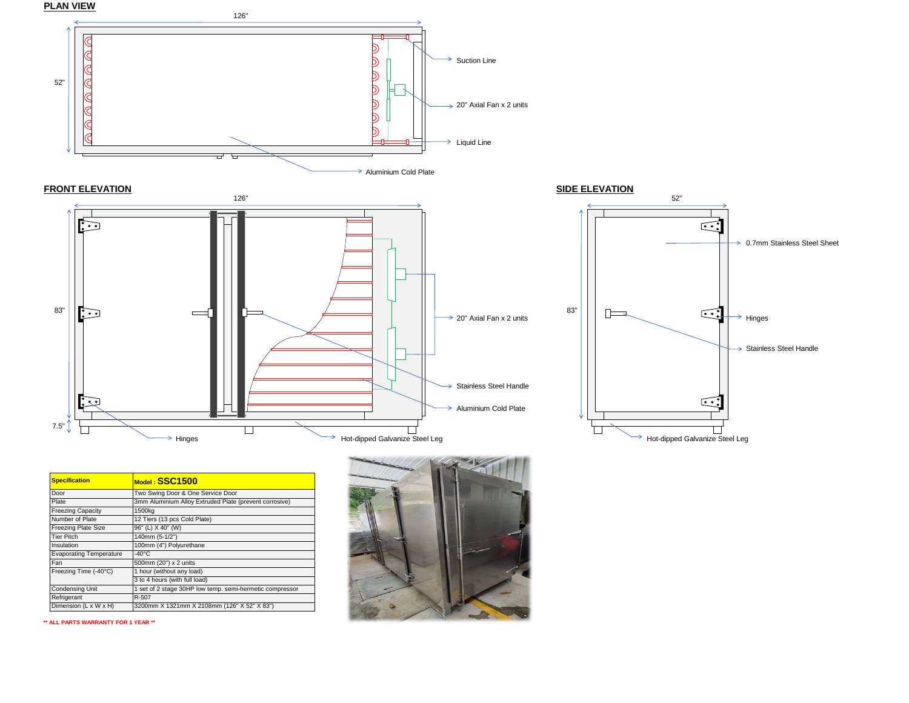## PLAN VIEW

126"

52"

Suction Line

20" Axial Fan x 2 units

Liquid Line

Aluminium Cold Plate

## FRONT ELEVATION

126"

83"

7.5"

20" Axial Fan x 2 units

Stainless Steel Handle

Aluminium Cold Plate

Hinges

Hot-dipped Galvanize Steel Leg

## SIDE ELEVATION

52"

83"

0.7mm Stainless Steel Sheet

Hinges

Stainless Steel Handle

Hot-dipped Galvanize Steel Leg

| Specification | Model : **SSC1500** |
|---|---|
| Door | Two Swing Door & One Service Door |
| Plate | 3mm Aluminium Alloy Extruded Plate (prevent corrosive) |
| Freezing Capacity | 1500kg |
| Number of Plate | 12 Tiers (13 pcs Cold Plate) |
| Freezing Plate Size | 96" (L) X 40" (W) |
| Tier Pitch | 140mm (5-1/2") |
| Insulation | 100mm (4") Polyurethane |
| Evaporating Temperature | -40°C |
| Fan | 500mm (20") x 2 units |
| Freezing Time (-40°C) | 1 hour (without any load) |
| | 3 to 4 hours (with full load) |
| Condensing Unit | 1 set of 2 stage 30HP low temp. semi-hermetic compressor |
| Refrigerant | R-507 |
| Dimension (L x W x H) | 3200mm X 1321mm X 2108mm (126" X 52" X 83") |

** ALL PARTS WARRANTY FOR 1 YEAR **